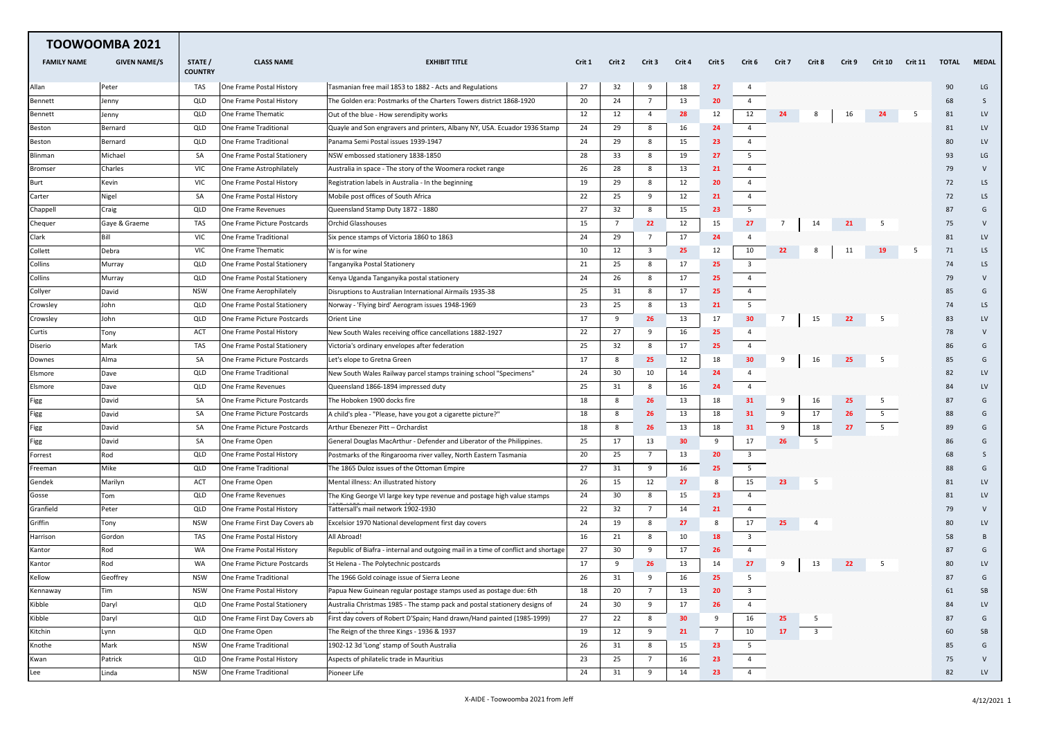# TOOWOOMBA 2021

| FAMILY NAME | GIVEN NAME/S | STATE / COUNTRY | CLASS NAME | EXHIBIT TITLE | Crit 1 | Crit 2 | Crit 3 | Crit 4 | Crit 5 | Crit 6 | Crit 7 | Crit 8 | Crit 9 | Crit 10 | Crit 11 | TOTAL | MEDAL |
|---|---|---|---|---|---|---|---|---|---|---|---|---|---|---|---|---|---|
| Allan | Peter | TAS | One Frame Postal History | Tasmanian free mail 1853 to 1882 - Acts and Regulations | 27 | 32 | 9 | 18 | 27 | 4 | | | | | | 90 | LG |
| Bennett | Jenny | QLD | One Frame Postal History | The Golden era: Postmarks of the Charters Towers district 1868-1920 | 20 | 24 | 7 | 13 | 20 | 4 | | | | | | 68 | S |
| Bennett | Jenny | QLD | One Frame Thematic | Out of the blue - How serendipity works | 12 | 12 | 4 | 28 | 12 | 12 | 24 | 8 | 16 | 24 | 5 | 81 | LV |
| Beston | Bernard | QLD | One Frame Traditional | Quayle and Son engravers and printers, Albany NY, USA. Ecuador 1936 Stamp | 24 | 29 | 8 | 16 | 24 | 4 | | | | | | 81 | LV |
| Beston | Bernard | QLD | One Frame Traditional | Panama Semi Postal issues 1939-1947 | 24 | 29 | 8 | 15 | 23 | 4 | | | | | | 80 | LV |
| Blinman | Michael | SA | One Frame Postal Stationery | NSW embossed stationery 1838-1850 | 28 | 33 | 8 | 19 | 27 | 5 | | | | | | 93 | LG |
| Bromser | Charles | VIC | One Frame Astrophilately | Australia in space - The story of the Woomera rocket range | 26 | 28 | 8 | 13 | 21 | 4 | | | | | | 79 | V |
| Burt | Kevin | VIC | One Frame Postal History | Registration labels in Australia - In the beginning | 19 | 29 | 8 | 12 | 20 | 4 | | | | | | 72 | LS |
| Carter | Nigel | SA | One Frame Postal History | Mobile post offices of South Africa | 22 | 25 | 9 | 12 | 21 | 4 | | | | | | 72 | LS |
| Chappell | Craig | QLD | One Frame Revenues | Queensland Stamp Duty 1872 - 1880 | 27 | 32 | 8 | 15 | 23 | 5 | | | | | | 87 | G |
| Chequer | Gaye & Graeme | TAS | One Frame Picture Postcards | Orchid Glasshouses | 15 | 7 | 22 | 12 | 15 | 27 | 7 | 14 | 21 | 5 | | 75 | V |
| Clark | Bill | VIC | One Frame Traditional | Six pence stamps of Victoria 1860 to 1863 | 24 | 29 | 7 | 17 | 24 | 4 | | | | | | 81 | LV |
| Collett | Debra | VIC | One Frame Thematic | W is for wine | 10 | 12 | 3 | 25 | 12 | 10 | 22 | 8 | 11 | 19 | 5 | 71 | LS |
| Collins | Murray | QLD | One Frame Postal Stationery | Tanganyika Postal Stationery | 21 | 25 | 8 | 17 | 25 | 3 | | | | | | 74 | LS |
| Collins | Murray | QLD | One Frame Postal Stationery | Kenya Uganda Tanganyika postal stationery | 24 | 26 | 8 | 17 | 25 | 4 | | | | | | 79 | V |
| Collyer | David | NSW | One Frame Aerophilately | Disruptions to Australian International Airmails 1935-38 | 25 | 31 | 8 | 17 | 25 | 4 | | | | | | 85 | G |
| Crowsley | John | QLD | One Frame Postal Stationery | Norway - 'Flying bird' Aerogram issues 1948-1969 | 23 | 25 | 8 | 13 | 21 | 5 | | | | | | 74 | LS |
| Crowsley | John | QLD | One Frame Picture Postcards | Orient Line | 17 | 9 | 26 | 13 | 17 | 30 | 7 | 15 | 22 | 5 | | 83 | LV |
| Curtis | Tony | ACT | One Frame Postal History | New South Wales receiving office cancellations 1882-1927 | 22 | 27 | 9 | 16 | 25 | 4 | | | | | | 78 | V |
| Diserio | Mark | TAS | One Frame Postal Stationery | Victoria's ordinary envelopes after federation | 25 | 32 | 8 | 17 | 25 | 4 | | | | | | 86 | G |
| Downes | Alma | SA | One Frame Picture Postcards | Let's elope to Gretna Green | 17 | 8 | 25 | 12 | 18 | 30 | 9 | 16 | 25 | 5 | | 85 | G |
| Elsmore | Dave | QLD | One Frame Traditional | New South Wales Railway parcel stamps training school "Specimens" | 24 | 30 | 10 | 14 | 24 | 4 | | | | | | 82 | LV |
| Elsmore | Dave | QLD | One Frame Revenues | Queensland 1866-1894 impressed duty | 25 | 31 | 8 | 16 | 24 | 4 | | | | | | 84 | LV |
| Figg | David | SA | One Frame Picture Postcards | The Hoboken 1900 docks fire | 18 | 8 | 26 | 13 | 18 | 31 | 9 | 16 | 25 | 5 | | 87 | G |
| Figg | David | SA | One Frame Picture Postcards | A child's plea - "Please, have you got a cigarette picture?" | 18 | 8 | 26 | 13 | 18 | 31 | 9 | 17 | 26 | 5 | | 88 | G |
| Figg | David | SA | One Frame Picture Postcards | Arthur Ebenezer Pitt – Orchardist | 18 | 8 | 26 | 13 | 18 | 31 | 9 | 18 | 27 | 5 | | 89 | G |
| Figg | David | SA | One Frame Open | General Douglas MacArthur - Defender and Liberator of the Philippines. | 25 | 17 | 13 | 30 | 9 | 17 | 26 | 5 | | | | 86 | G |
| Forrest | Rod | QLD | One Frame Postal History | Postmarks of the Ringarooma river valley, North Eastern Tasmania | 20 | 25 | 7 | 13 | 20 | 3 | | | | | | 68 | S |
| Freeman | Mike | QLD | One Frame Traditional | The 1865 Duloz issues of the Ottoman Empire | 27 | 31 | 9 | 16 | 25 | 5 | | | | | | 88 | G |
| Gendek | Marilyn | ACT | One Frame Open | Mental illness: An illustrated history | 26 | 15 | 12 | 27 | 8 | 15 | 23 | 5 | | | | 81 | LV |
| Gosse | Tom | QLD | One Frame Revenues | The King George VI large key type revenue and postage high value stamps | 24 | 30 | 8 | 15 | 23 | 4 | | | | | | 81 | LV |
| Granfield | Peter | QLD | One Frame Postal History | Tattersall's mail network 1902-1930 | 22 | 32 | 7 | 14 | 21 | 4 | | | | | | 79 | V |
| Griffin | Tony | NSW | One Frame First Day Covers ab | Excelsior 1970 National development first day covers | 24 | 19 | 8 | 27 | 8 | 17 | 25 | 4 | | | | 80 | LV |
| Harrison | Gordon | TAS | One Frame Postal History | All Abroad! | 16 | 21 | 8 | 10 | 18 | 3 | | | | | | 58 | B |
| Kantor | Rod | WA | One Frame Postal History | Republic of Biafra - internal and outgoing mail in a time of conflict and shortage | 27 | 30 | 9 | 17 | 26 | 4 | | | | | | 87 | G |
| Kantor | Rod | WA | One Frame Picture Postcards | St Helena - The Polytechnic postcards | 17 | 9 | 26 | 13 | 14 | 27 | 9 | 13 | 22 | 5 | | 80 | LV |
| Kellow | Geoffrey | NSW | One Frame Traditional | The 1966 Gold coinage issue of Sierra Leone | 26 | 31 | 9 | 16 | 25 | 5 | | | | | | 87 | G |
| Kennaway | Tim | NSW | One Frame Postal History | Papua New Guinean regular postage stamps used as postage due: 6th | 18 | 20 | 7 | 13 | 20 | 3 | | | | | | 61 | SB |
| Kibble | Daryl | QLD | One Frame Postal Stationery | Australia Christmas 1985 - The stamp pack and postal stationery designs of | 24 | 30 | 9 | 17 | 26 | 4 | | | | | | 84 | LV |
| Kibble | Daryl | QLD | One Frame First Day Covers ab | First day covers of Robert D'Spain; Hand drawn/Hand painted (1985-1999) | 27 | 22 | 8 | 30 | 9 | 16 | 25 | 5 | | | | 87 | G |
| Kitchin | Lynn | QLD | One Frame Open | The Reign of the three Kings - 1936 & 1937 | 19 | 12 | 9 | 21 | 7 | 10 | 17 | 3 | | | | 60 | SB |
| Knothe | Mark | NSW | One Frame Traditional | 1902-12 3d 'Long' stamp of South Australia | 26 | 31 | 8 | 15 | 23 | 5 | | | | | | 85 | G |
| Kwan | Patrick | QLD | One Frame Postal History | Aspects of philatelic trade in Mauritius | 23 | 25 | 7 | 16 | 23 | 4 | | | | | | 75 | V |
| Lee | Linda | NSW | One Frame Traditional | Pioneer Life | 24 | 31 | 9 | 14 | 23 | 4 | | | | | | 82 | LV |

X-AIDE - Toowoomba 2021 from Jeff

4/12/2021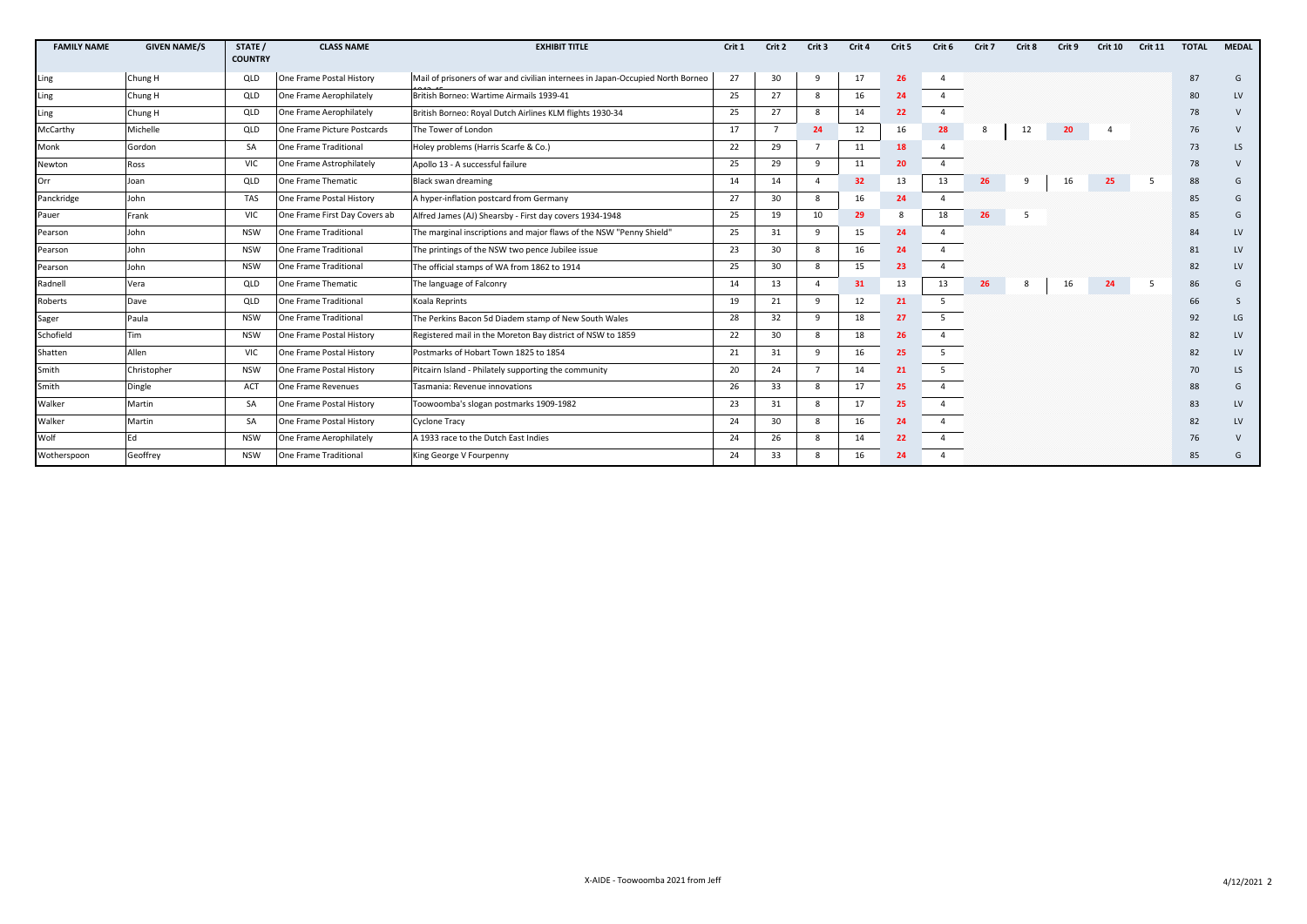| FAMILY NAME | GIVEN NAME/S | STATE / COUNTRY | CLASS NAME | EXHIBIT TITLE | Crit 1 | Crit 2 | Crit 3 | Crit 4 | Crit 5 | Crit 6 | Crit 7 | Crit 8 | Crit 9 | Crit 10 | Crit 11 | TOTAL | MEDAL |
|---|---|---|---|---|---|---|---|---|---|---|---|---|---|---|---|---|---|
| Ling | Chung H | QLD | One Frame Postal History | Mail of prisoners of war and civilian internees in Japan-Occupied North Borneo 1942-45 | 27 | 30 | 9 | 17 | 26 | 4 | | | | | | 87 | G |
| Ling | Chung H | QLD | One Frame Aerophilately | British Borneo: Wartime Airmails 1939-41 | 25 | 27 | 8 | 16 | 24 | 4 | | | | | | 80 | LV |
| Ling | Chung H | QLD | One Frame Aerophilately | British Borneo: Royal Dutch Airlines KLM flights 1930-34 | 25 | 27 | 8 | 14 | 22 | 4 | | | | | | 78 | V |
| McCarthy | Michelle | QLD | One Frame Picture Postcards | The Tower of London | 17 | 7 | 24 | 12 | 16 | 28 | 8 | 12 | 20 | 4 | | 76 | V |
| Monk | Gordon | SA | One Frame Traditional | Holey problems (Harris Scarfe & Co.) | 22 | 29 | 7 | 11 | 18 | 4 | | | | | | 73 | LS |
| Newton | Ross | VIC | One Frame Astrophilately | Apollo 13 - A successful failure | 25 | 29 | 9 | 11 | 20 | 4 | | | | | | 78 | V |
| Orr | Joan | QLD | One Frame Thematic | Black swan dreaming | 14 | 14 | 4 | 32 | 13 | 13 | 26 | 9 | 16 | 25 | 5 | 88 | G |
| Panckridge | John | TAS | One Frame Postal History | A hyper-inflation postcard from Germany | 27 | 30 | 8 | 16 | 24 | 4 | | | | | | 85 | G |
| Pauer | Frank | VIC | One Frame First Day Covers ab | Alfred James (AJ) Shearsby - First day covers 1934-1948 | 25 | 19 | 10 | 29 | 8 | 18 | 26 | 5 | | | | 85 | G |
| Pearson | John | NSW | One Frame Traditional | The marginal inscriptions and major flaws of the NSW "Penny Shield" | 25 | 31 | 9 | 15 | 24 | 4 | | | | | | 84 | LV |
| Pearson | John | NSW | One Frame Traditional | The printings of the NSW two pence Jubilee issue | 23 | 30 | 8 | 16 | 24 | 4 | | | | | | 81 | LV |
| Pearson | John | NSW | One Frame Traditional | The official stamps of WA from 1862 to 1914 | 25 | 30 | 8 | 15 | 23 | 4 | | | | | | 82 | LV |
| Radnell | Vera | QLD | One Frame Thematic | The language of Falconry | 14 | 13 | 4 | 31 | 13 | 13 | 26 | 8 | 16 | 24 | 5 | 86 | G |
| Roberts | Dave | QLD | One Frame Traditional | Koala Reprints | 19 | 21 | 9 | 12 | 21 | 5 | | | | | | 66 | S |
| Sager | Paula | NSW | One Frame Traditional | The Perkins Bacon 5d Diadem stamp of New South Wales | 28 | 32 | 9 | 18 | 27 | 5 | | | | | | 92 | LG |
| Schofield | Tim | NSW | One Frame Postal History | Registered mail in the Moreton Bay district of NSW to 1859 | 22 | 30 | 8 | 18 | 26 | 4 | | | | | | 82 | LV |
| Shatten | Allen | VIC | One Frame Postal History | Postmarks of Hobart Town 1825 to 1854 | 21 | 31 | 9 | 16 | 25 | 5 | | | | | | 82 | LV |
| Smith | Christopher | NSW | One Frame Postal History | Pitcairn Island - Philately supporting the community | 20 | 24 | 7 | 14 | 21 | 5 | | | | | | 70 | LS |
| Smith | Dingle | ACT | One Frame Revenues | Tasmania: Revenue innovations | 26 | 33 | 8 | 17 | 25 | 4 | | | | | | 88 | G |
| Walker | Martin | SA | One Frame Postal History | Toowoomba's slogan postmarks 1909-1982 | 23 | 31 | 8 | 17 | 25 | 4 | | | | | | 83 | LV |
| Walker | Martin | SA | One Frame Postal History | Cyclone Tracy | 24 | 30 | 8 | 16 | 24 | 4 | | | | | | 82 | LV |
| Wolf | Ed | NSW | One Frame Aerophilately | A 1933 race to the Dutch East Indies | 24 | 26 | 8 | 14 | 22 | 4 | | | | | | 76 | V |
| Wotherspoon | Geoffrey | NSW | One Frame Traditional | King George V Fourpenny | 24 | 33 | 8 | 16 | 24 | 4 | | | | | | 85 | G |